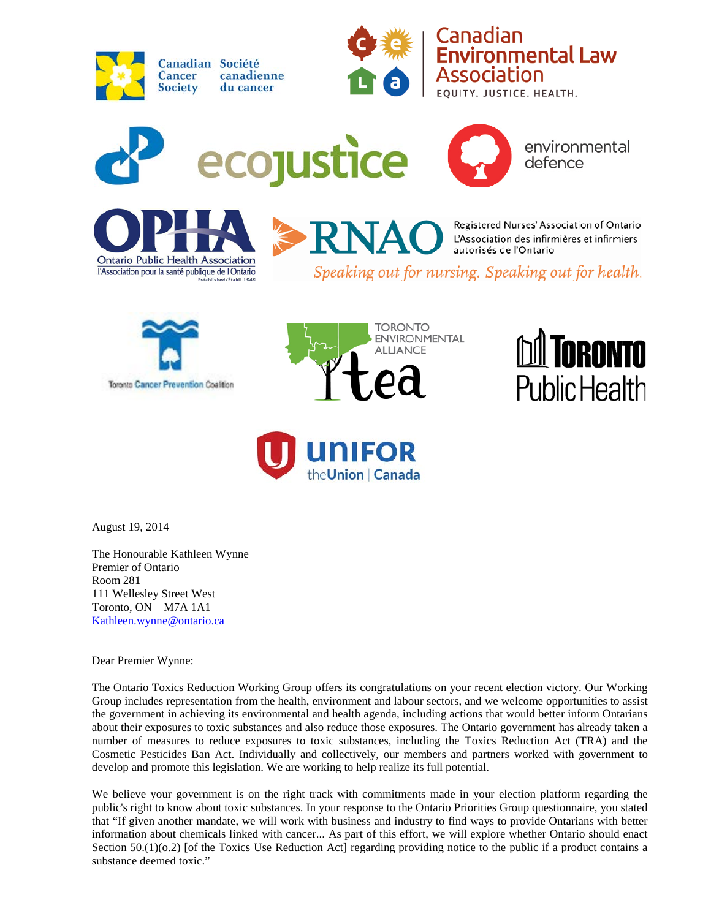August 19, 2014

The Honourable Kathleen Wynne
Premier of Ontario
Room 281
111 Wellesley Street West
Toronto, ON M7A 1A1
Kathleen.wynne@ontario.ca

Dear Premier Wynne:

The Ontario Toxics Reduction Working Group offers its congratulations on your recent election victory. Our Working Group includes representation from the health, environment and labour sectors, and we welcome opportunities to assist the government in achieving its environmental and health agenda, including actions that would better inform Ontarians about their exposures to toxic substances and also reduce those exposures. The Ontario government has already taken a number of measures to reduce exposures to toxic substances, including the Toxics Reduction Act (TRA) and the Cosmetic Pesticides Ban Act. Individually and collectively, our members and partners worked with government to develop and promote this legislation. We are working to help realize its full potential.

We believe your government is on the right track with commitments made in your election platform regarding the public's right to know about toxic substances. In your response to the Ontario Priorities Group questionnaire, you stated that "If given another mandate, we will work with business and industry to find ways to provide Ontarians with better information about chemicals linked with cancer... As part of this effort, we will explore whether Ontario should enact Section 50.(1)(o.2) [of the Toxics Use Reduction Act] regarding providing notice to the public if a product contains a substance deemed toxic."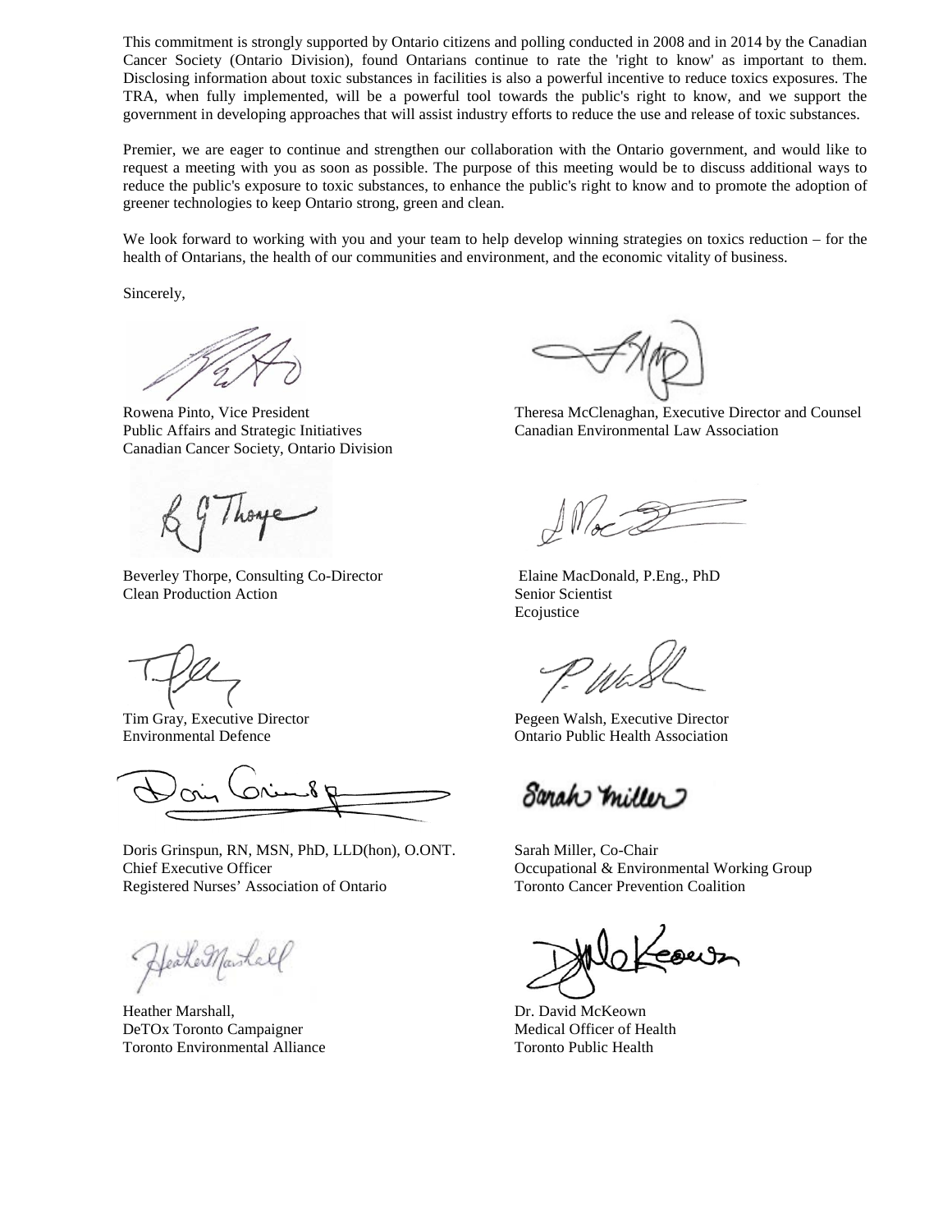This commitment is strongly supported by Ontario citizens and polling conducted in 2008 and in 2014 by the Canadian Cancer Society (Ontario Division), found Ontarians continue to rate the 'right to know' as important to them. Disclosing information about toxic substances in facilities is also a powerful incentive to reduce toxics exposures. The TRA, when fully implemented, will be a powerful tool towards the public's right to know, and we support the government in developing approaches that will assist industry efforts to reduce the use and release of toxic substances.

Premier, we are eager to continue and strengthen our collaboration with the Ontario government, and would like to request a meeting with you as soon as possible. The purpose of this meeting would be to discuss additional ways to reduce the public's exposure to toxic substances, to enhance the public's right to know and to promote the adoption of greener technologies to keep Ontario strong, green and clean.

We look forward to working with you and your team to help develop winning strategies on toxics reduction – for the health of Ontarians, the health of our communities and environment, and the economic vitality of business.

Sincerely,

Rowena Pinto, Vice President
Public Affairs and Strategic Initiatives
Canadian Cancer Society, Ontario Division

Theresa McClenaghan, Executive Director and Counsel
Canadian Environmental Law Association

Beverley Thorpe, Consulting Co-Director
Clean Production Action

Elaine MacDonald, P.Eng., PhD
Senior Scientist
Ecojustice

Tim Gray, Executive Director
Environmental Defence

Pegeen Walsh, Executive Director
Ontario Public Health Association

Doris Grinspun, RN, MSN, PhD, LLD(hon), O.ONT.
Chief Executive Officer
Registered Nurses' Association of Ontario

Sarah Miller, Co-Chair
Occupational & Environmental Working Group
Toronto Cancer Prevention Coalition

Heather Marshall,
DeTOx Toronto Campaigner
Toronto Environmental Alliance

Dr. David McKeown
Medical Officer of Health
Toronto Public Health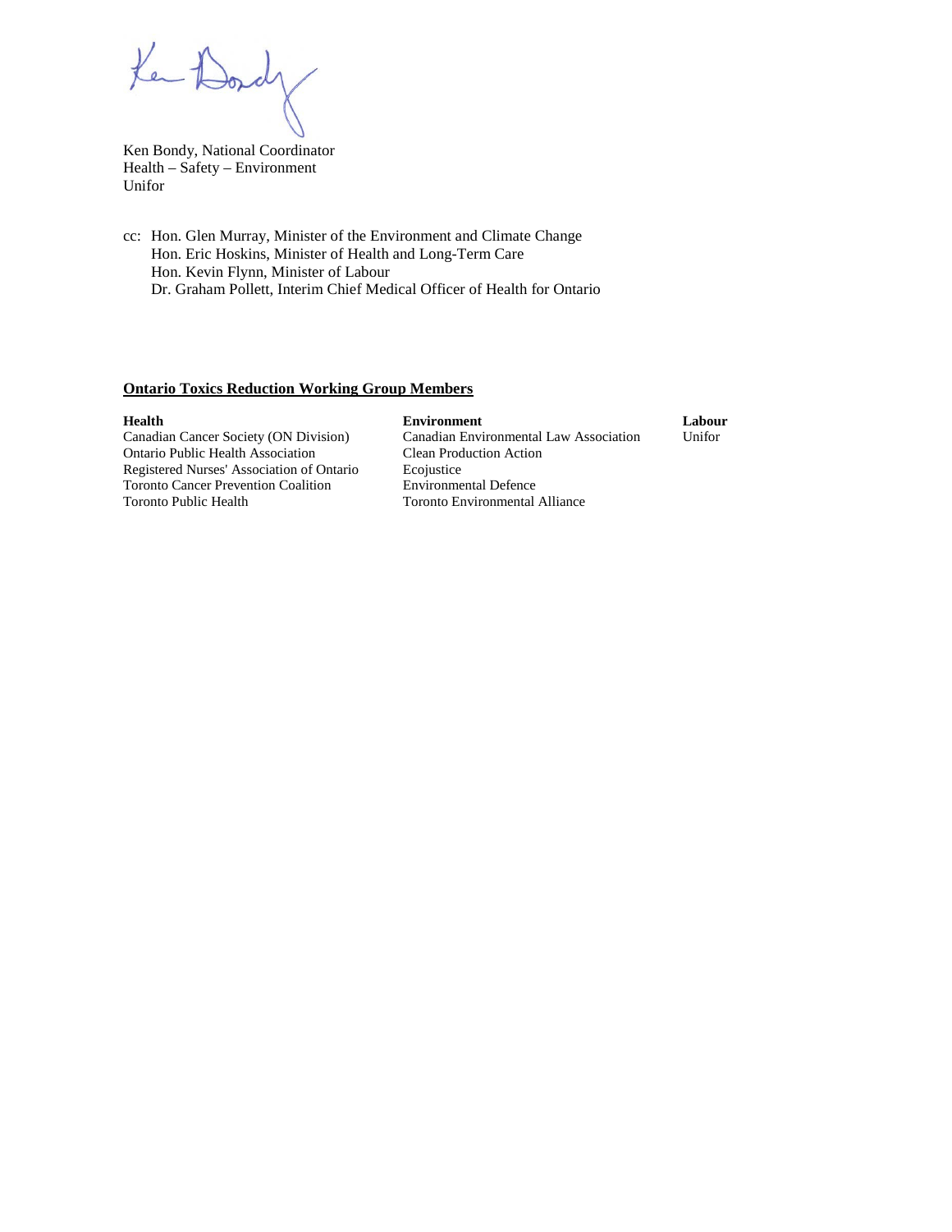Ken Bondy, National Coordinator
Health – Safety – Environment
Unifor

cc: Hon. Glen Murray, Minister of the Environment and Climate Change
Hon. Eric Hoskins, Minister of Health and Long-Term Care
Hon. Kevin Flynn, Minister of Labour
Dr. Graham Pollett, Interim Chief Medical Officer of Health for Ontario

**Ontario Toxics Reduction Working Group Members**

| **Health** | **Environment** | **Labour** |
| --- | --- | --- |
| Canadian Cancer Society (ON Division) | Canadian Environmental Law Association | Unifor |
| Ontario Public Health Association | Clean Production Action | |
| Registered Nurses' Association of Ontario | Ecojustice | |
| Toronto Cancer Prevention Coalition | Environmental Defence | |
| Toronto Public Health | Toronto Environmental Alliance | |